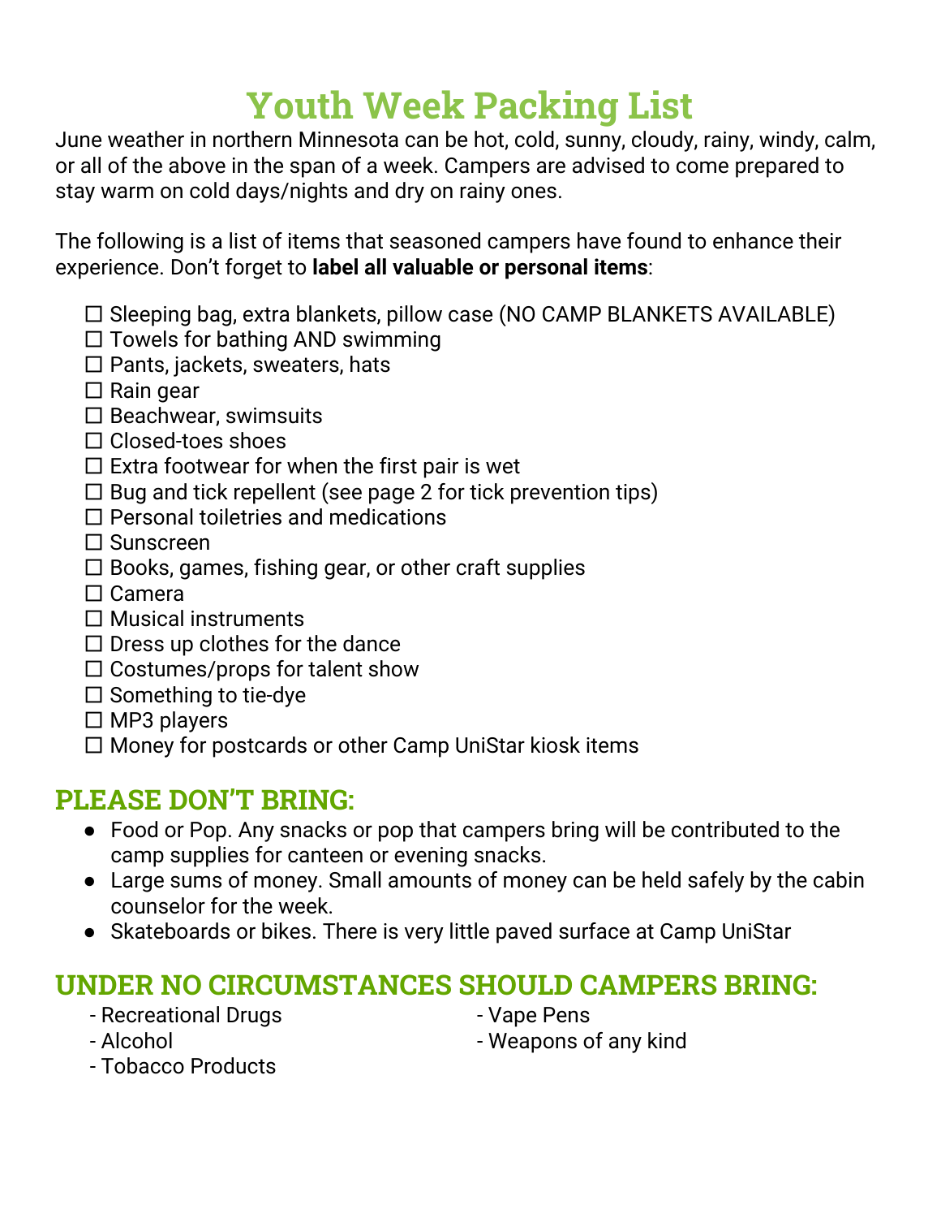# Youth Week Packing List

June weather in northern Minnesota can be hot, cold, sunny, cloudy, rainy, windy, calm, or all of the above in the span of a week. Campers are advised to come prepared to stay warm on cold days/nights and dry on rainy ones.

The following is a list of items that seasoned campers have found to enhance their experience. Don't forget to **label all valuable or personal items**:

- ☐ Sleeping bag, extra blankets, pillow case (NO CAMP BLANKETS AVAILABLE)
- ☐ Towels for bathing AND swimming
- ☐ Pants, jackets, sweaters, hats
- ☐ Rain gear
- ☐ Beachwear, swimsuits
- ☐ Closed-toes shoes
- ☐ Extra footwear for when the first pair is wet
- ☐ Bug and tick repellent (see page 2 for tick prevention tips)
- ☐ Personal toiletries and medications
- ☐ Sunscreen
- ☐ Books, games, fishing gear, or other craft supplies
- ☐ Camera
- ☐ Musical instruments
- ☐ Dress up clothes for the dance
- ☐ Costumes/props for talent show
- ☐ Something to tie-dye
- ☐ MP3 players
- ☐ Money for postcards or other Camp UniStar kiosk items

## PLEASE DON'T BRING:

- Food or Pop. Any snacks or pop that campers bring will be contributed to the camp supplies for canteen or evening snacks.
- Large sums of money. Small amounts of money can be held safely by the cabin counselor for the week.
- Skateboards or bikes. There is very little paved surface at Camp UniStar

## UNDER NO CIRCUMSTANCES SHOULD CAMPERS BRING:

- Recreational Drugs
- Alcohol
- Tobacco Products
- Vape Pens
- Weapons of any kind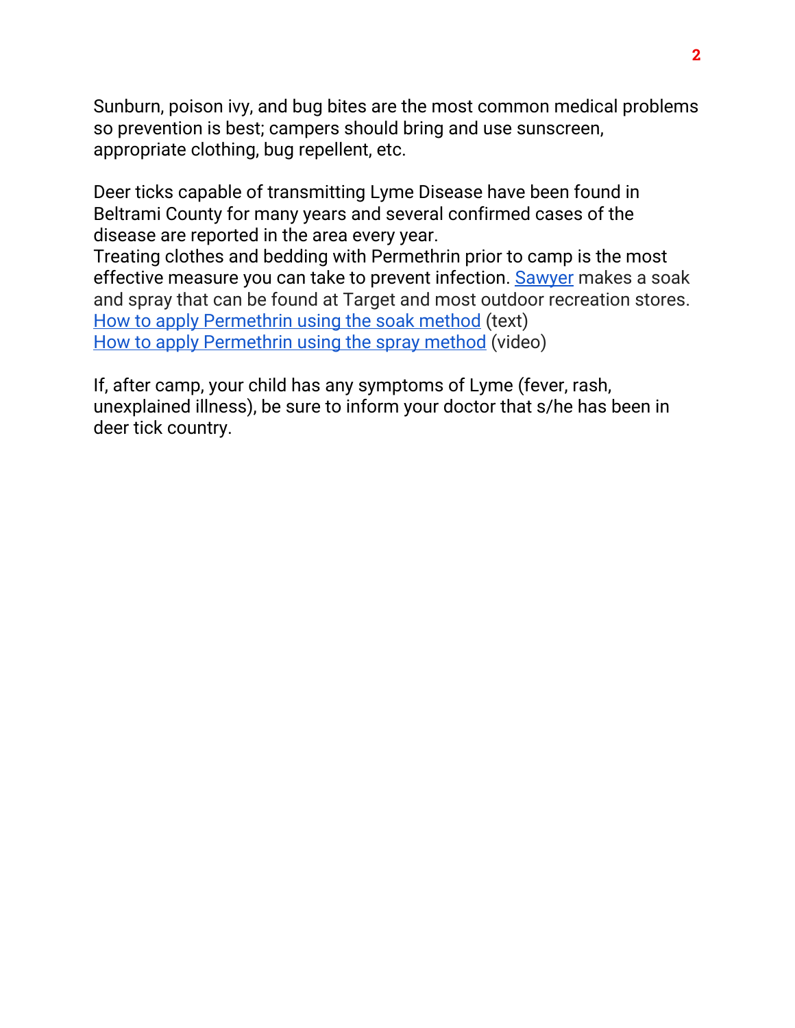Sunburn, poison ivy, and bug bites are the most common medical problems so prevention is best; campers should bring and use sunscreen, appropriate clothing, bug repellent, etc.

Deer ticks capable of transmitting Lyme Disease have been found in Beltrami County for many years and several confirmed cases of the disease are reported in the area every year.
Treating clothes and bedding with Permethrin prior to camp is the most effective measure you can take to prevent infection. Sawyer makes a soak and spray that can be found at Target and most outdoor recreation stores.
How to apply Permethrin using the soak method (text)
How to apply Permethrin using the spray method (video)

If, after camp, your child has any symptoms of Lyme (fever, rash, unexplained illness), be sure to inform your doctor that s/he has been in deer tick country.